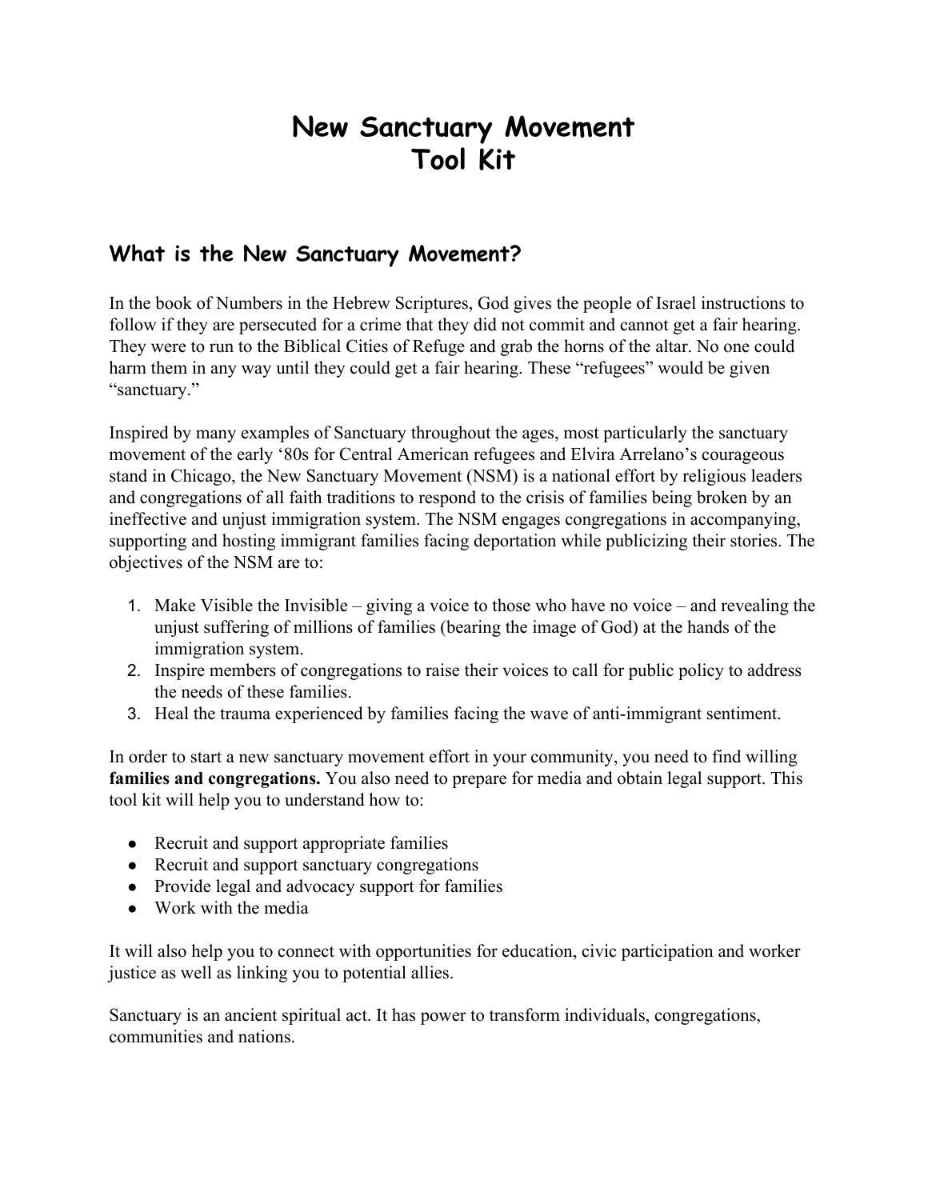# New Sanctuary Movement
# Tool Kit

## What is the New Sanctuary Movement?

In the book of Numbers in the Hebrew Scriptures, God gives the people of Israel instructions to follow if they are persecuted for a crime that they did not commit and cannot get a fair hearing. They were to run to the Biblical Cities of Refuge and grab the horns of the altar. No one could harm them in any way until they could get a fair hearing. These "refugees" would be given "sanctuary."

Inspired by many examples of Sanctuary throughout the ages, most particularly the sanctuary movement of the early '80s for Central American refugees and Elvira Arrelano's courageous stand in Chicago, the New Sanctuary Movement (NSM) is a national effort by religious leaders and congregations of all faith traditions to respond to the crisis of families being broken by an ineffective and unjust immigration system. The NSM engages congregations in accompanying, supporting and hosting immigrant families facing deportation while publicizing their stories. The objectives of the NSM are to:

1. Make Visible the Invisible – giving a voice to those who have no voice – and revealing the unjust suffering of millions of families (bearing the image of God) at the hands of the immigration system.
2. Inspire members of congregations to raise their voices to call for public policy to address the needs of these families.
3. Heal the trauma experienced by families facing the wave of anti-immigrant sentiment.

In order to start a new sanctuary movement effort in your community, you need to find willing **families and congregations.** You also need to prepare for media and obtain legal support. This tool kit will help you to understand how to:

- Recruit and support appropriate families
- Recruit and support sanctuary congregations
- Provide legal and advocacy support for families
- Work with the media

It will also help you to connect with opportunities for education, civic participation and worker justice as well as linking you to potential allies.

Sanctuary is an ancient spiritual act. It has power to transform individuals, congregations, communities and nations.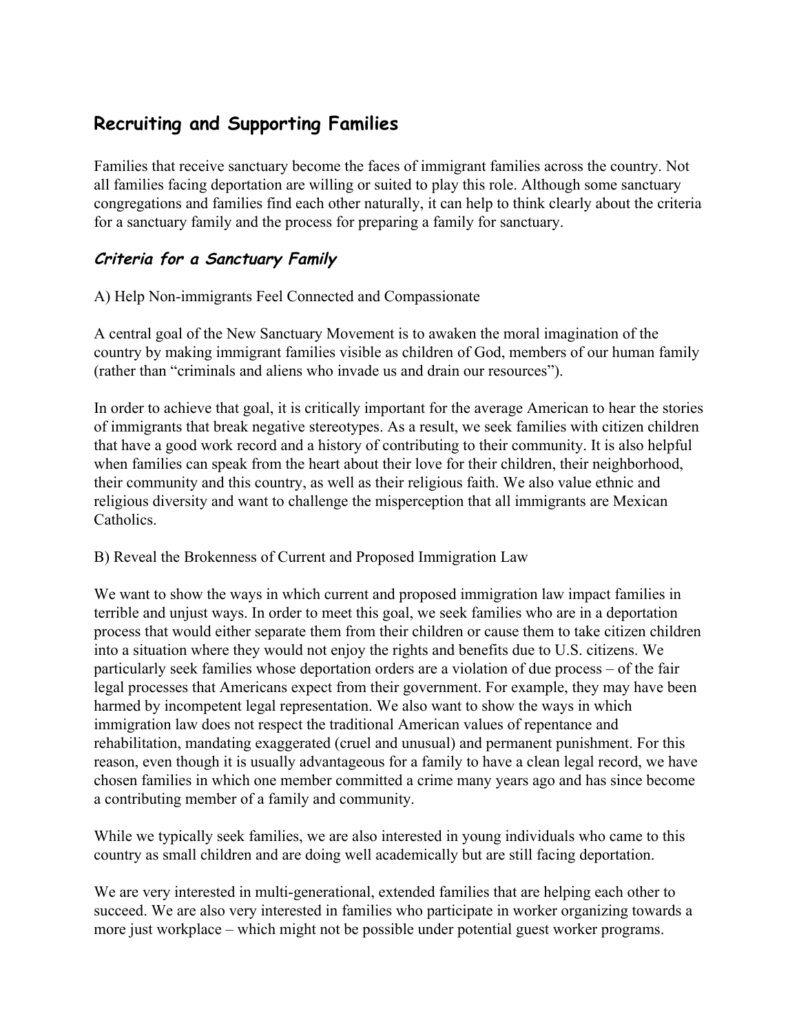## Recruiting and Supporting Families

Families that receive sanctuary become the faces of immigrant families across the country. Not all families facing deportation are willing or suited to play this role. Although some sanctuary congregations and families find each other naturally, it can help to think clearly about the criteria for a sanctuary family and the process for preparing a family for sanctuary.

### *Criteria for a Sanctuary Family*

A) Help Non-immigrants Feel Connected and Compassionate

A central goal of the New Sanctuary Movement is to awaken the moral imagination of the country by making immigrant families visible as children of God, members of our human family (rather than "criminals and aliens who invade us and drain our resources").

In order to achieve that goal, it is critically important for the average American to hear the stories of immigrants that break negative stereotypes. As a result, we seek families with citizen children that have a good work record and a history of contributing to their community. It is also helpful when families can speak from the heart about their love for their children, their neighborhood, their community and this country, as well as their religious faith. We also value ethnic and religious diversity and want to challenge the misperception that all immigrants are Mexican Catholics.

B) Reveal the Brokenness of Current and Proposed Immigration Law

We want to show the ways in which current and proposed immigration law impact families in terrible and unjust ways. In order to meet this goal, we seek families who are in a deportation process that would either separate them from their children or cause them to take citizen children into a situation where they would not enjoy the rights and benefits due to U.S. citizens. We particularly seek families whose deportation orders are a violation of due process – of the fair legal processes that Americans expect from their government. For example, they may have been harmed by incompetent legal representation. We also want to show the ways in which immigration law does not respect the traditional American values of repentance and rehabilitation, mandating exaggerated (cruel and unusual) and permanent punishment. For this reason, even though it is usually advantageous for a family to have a clean legal record, we have chosen families in which one member committed a crime many years ago and has since become a contributing member of a family and community.

While we typically seek families, we are also interested in young individuals who came to this country as small children and are doing well academically but are still facing deportation.

We are very interested in multi-generational, extended families that are helping each other to succeed. We are also very interested in families who participate in worker organizing towards a more just workplace – which might not be possible under potential guest worker programs.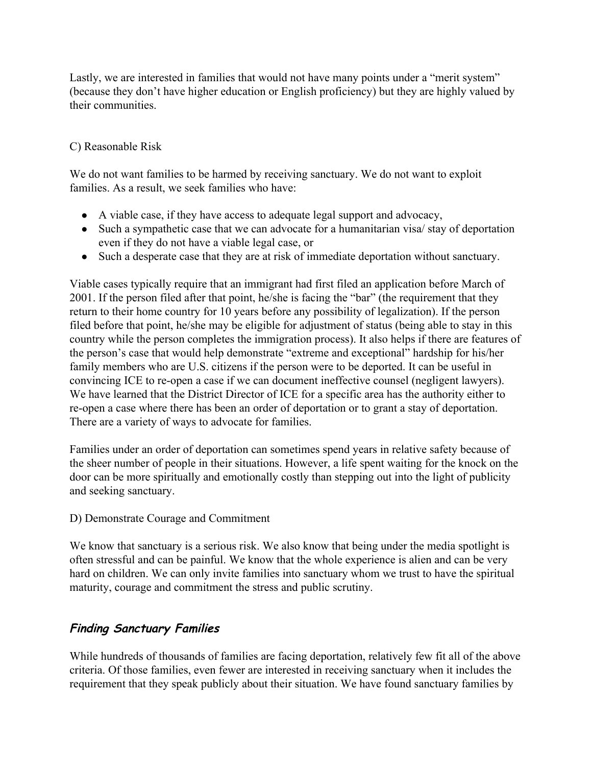Lastly, we are interested in families that would not have many points under a "merit system" (because they don't have higher education or English proficiency) but they are highly valued by their communities.

C) Reasonable Risk

We do not want families to be harmed by receiving sanctuary. We do not want to exploit families. As a result, we seek families who have:

- A viable case, if they have access to adequate legal support and advocacy,
- Such a sympathetic case that we can advocate for a humanitarian visa/ stay of deportation even if they do not have a viable legal case, or
- Such a desperate case that they are at risk of immediate deportation without sanctuary.

Viable cases typically require that an immigrant had first filed an application before March of 2001. If the person filed after that point, he/she is facing the "bar" (the requirement that they return to their home country for 10 years before any possibility of legalization). If the person filed before that point, he/she may be eligible for adjustment of status (being able to stay in this country while the person completes the immigration process). It also helps if there are features of the person's case that would help demonstrate "extreme and exceptional" hardship for his/her family members who are U.S. citizens if the person were to be deported. It can be useful in convincing ICE to re-open a case if we can document ineffective counsel (negligent lawyers). We have learned that the District Director of ICE for a specific area has the authority either to re-open a case where there has been an order of deportation or to grant a stay of deportation. There are a variety of ways to advocate for families.

Families under an order of deportation can sometimes spend years in relative safety because of the sheer number of people in their situations. However, a life spent waiting for the knock on the door can be more spiritually and emotionally costly than stepping out into the light of publicity and seeking sanctuary.

D) Demonstrate Courage and Commitment

We know that sanctuary is a serious risk. We also know that being under the media spotlight is often stressful and can be painful. We know that the whole experience is alien and can be very hard on children. We can only invite families into sanctuary whom we trust to have the spiritual maturity, courage and commitment the stress and public scrutiny.

## ***Finding Sanctuary Families***

While hundreds of thousands of families are facing deportation, relatively few fit all of the above criteria. Of those families, even fewer are interested in receiving sanctuary when it includes the requirement that they speak publicly about their situation. We have found sanctuary families by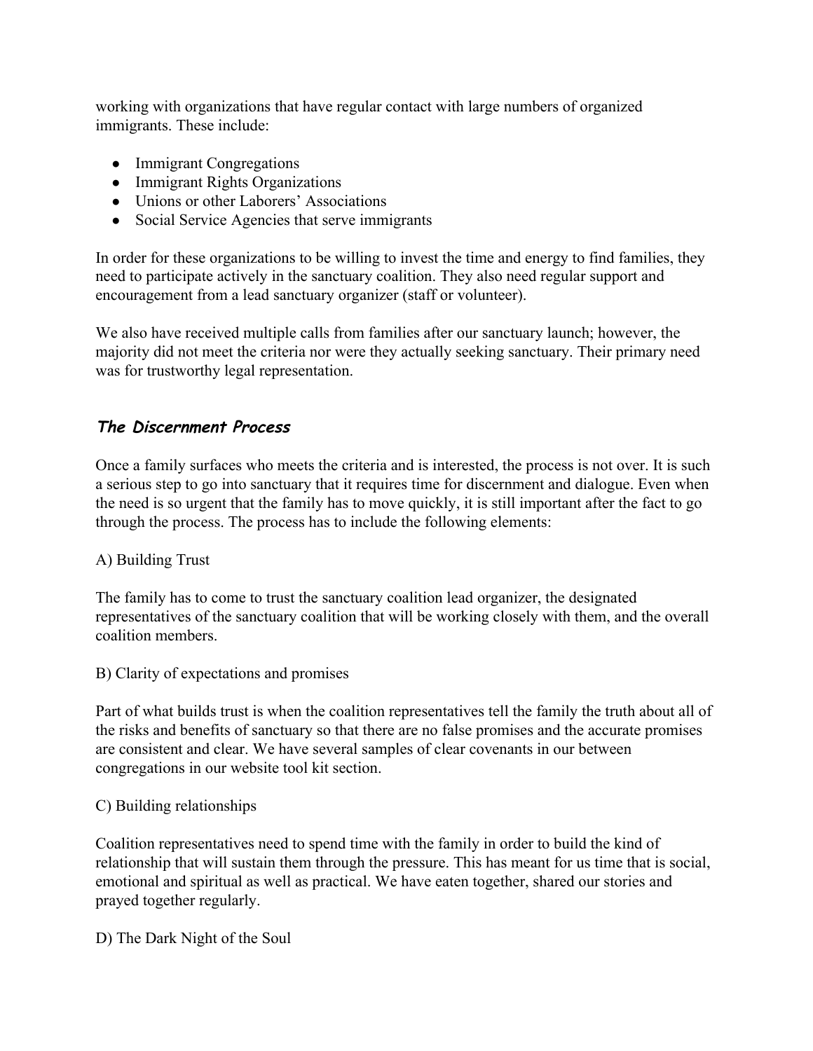working with organizations that have regular contact with large numbers of organized immigrants. These include:

- Immigrant Congregations
- Immigrant Rights Organizations
- Unions or other Laborers' Associations
- Social Service Agencies that serve immigrants

In order for these organizations to be willing to invest the time and energy to find families, they need to participate actively in the sanctuary coalition. They also need regular support and encouragement from a lead sanctuary organizer (staff or volunteer).

We also have received multiple calls from families after our sanctuary launch; however, the majority did not meet the criteria nor were they actually seeking sanctuary. Their primary need was for trustworthy legal representation.

## ***The Discernment Process***

Once a family surfaces who meets the criteria and is interested, the process is not over. It is such a serious step to go into sanctuary that it requires time for discernment and dialogue. Even when the need is so urgent that the family has to move quickly, it is still important after the fact to go through the process. The process has to include the following elements:

A) Building Trust

The family has to come to trust the sanctuary coalition lead organizer, the designated representatives of the sanctuary coalition that will be working closely with them, and the overall coalition members.

B) Clarity of expectations and promises

Part of what builds trust is when the coalition representatives tell the family the truth about all of the risks and benefits of sanctuary so that there are no false promises and the accurate promises are consistent and clear. We have several samples of clear covenants in our between congregations in our website tool kit section.

C) Building relationships

Coalition representatives need to spend time with the family in order to build the kind of relationship that will sustain them through the pressure. This has meant for us time that is social, emotional and spiritual as well as practical. We have eaten together, shared our stories and prayed together regularly.

D) The Dark Night of the Soul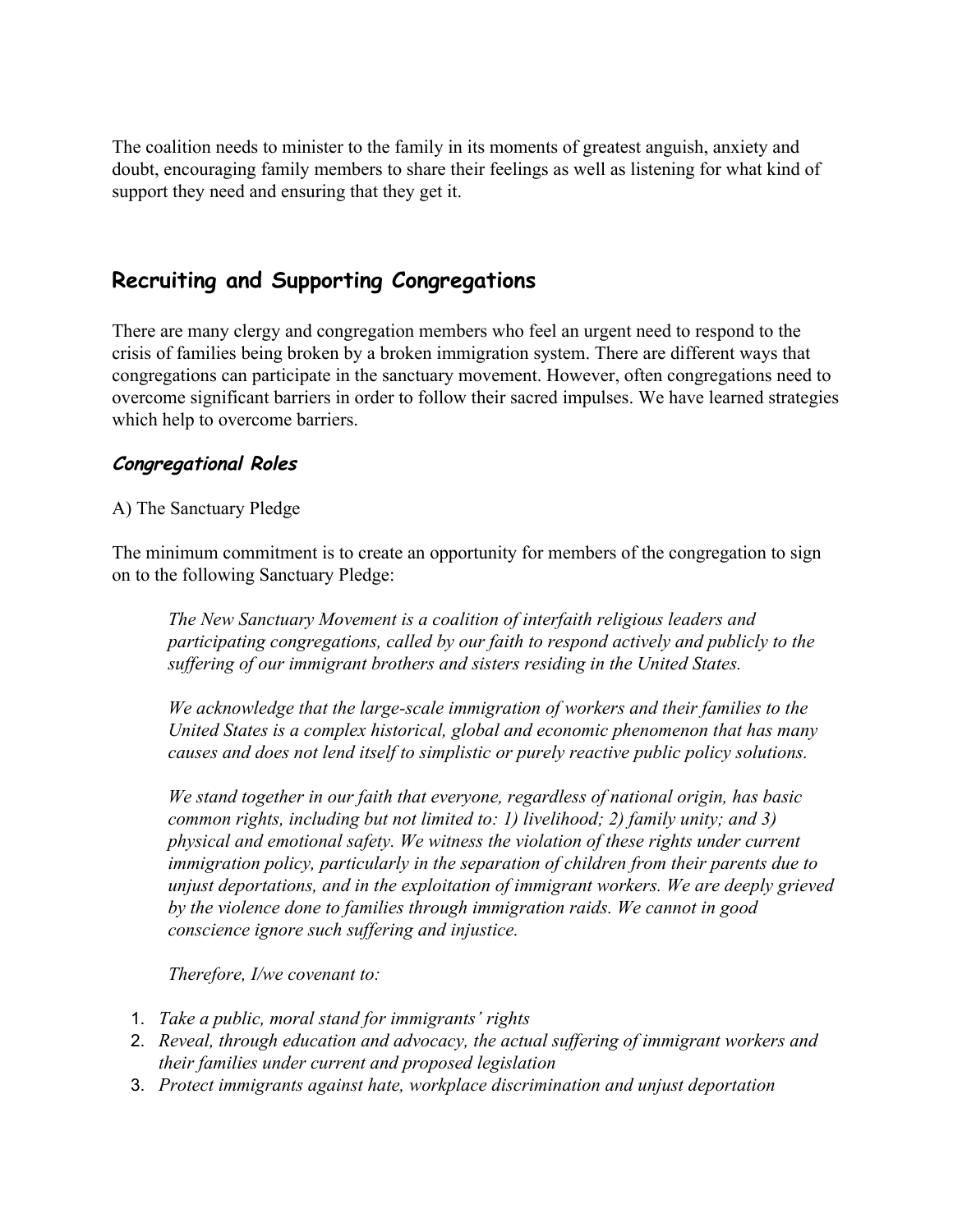The coalition needs to minister to the family in its moments of greatest anguish, anxiety and doubt, encouraging family members to share their feelings as well as listening for what kind of support they need and ensuring that they get it.

## Recruiting and Supporting Congregations

There are many clergy and congregation members who feel an urgent need to respond to the crisis of families being broken by a broken immigration system. There are different ways that congregations can participate in the sanctuary movement. However, often congregations need to overcome significant barriers in order to follow their sacred impulses. We have learned strategies which help to overcome barriers.

### *Congregational Roles*

A) The Sanctuary Pledge

The minimum commitment is to create an opportunity for members of the congregation to sign on to the following Sanctuary Pledge:

> *The New Sanctuary Movement is a coalition of interfaith religious leaders and participating congregations, called by our faith to respond actively and publicly to the suffering of our immigrant brothers and sisters residing in the United States.*
>
> *We acknowledge that the large-scale immigration of workers and their families to the United States is a complex historical, global and economic phenomenon that has many causes and does not lend itself to simplistic or purely reactive public policy solutions.*
>
> *We stand together in our faith that everyone, regardless of national origin, has basic common rights, including but not limited to: 1) livelihood; 2) family unity; and 3) physical and emotional safety. We witness the violation of these rights under current immigration policy, particularly in the separation of children from their parents due to unjust deportations, and in the exploitation of immigrant workers. We are deeply grieved by the violence done to families through immigration raids. We cannot in good conscience ignore such suffering and injustice.*
>
> *Therefore, I/we covenant to:*

1. *Take a public, moral stand for immigrants' rights*
2. *Reveal, through education and advocacy, the actual suffering of immigrant workers and their families under current and proposed legislation*
3. *Protect immigrants against hate, workplace discrimination and unjust deportation*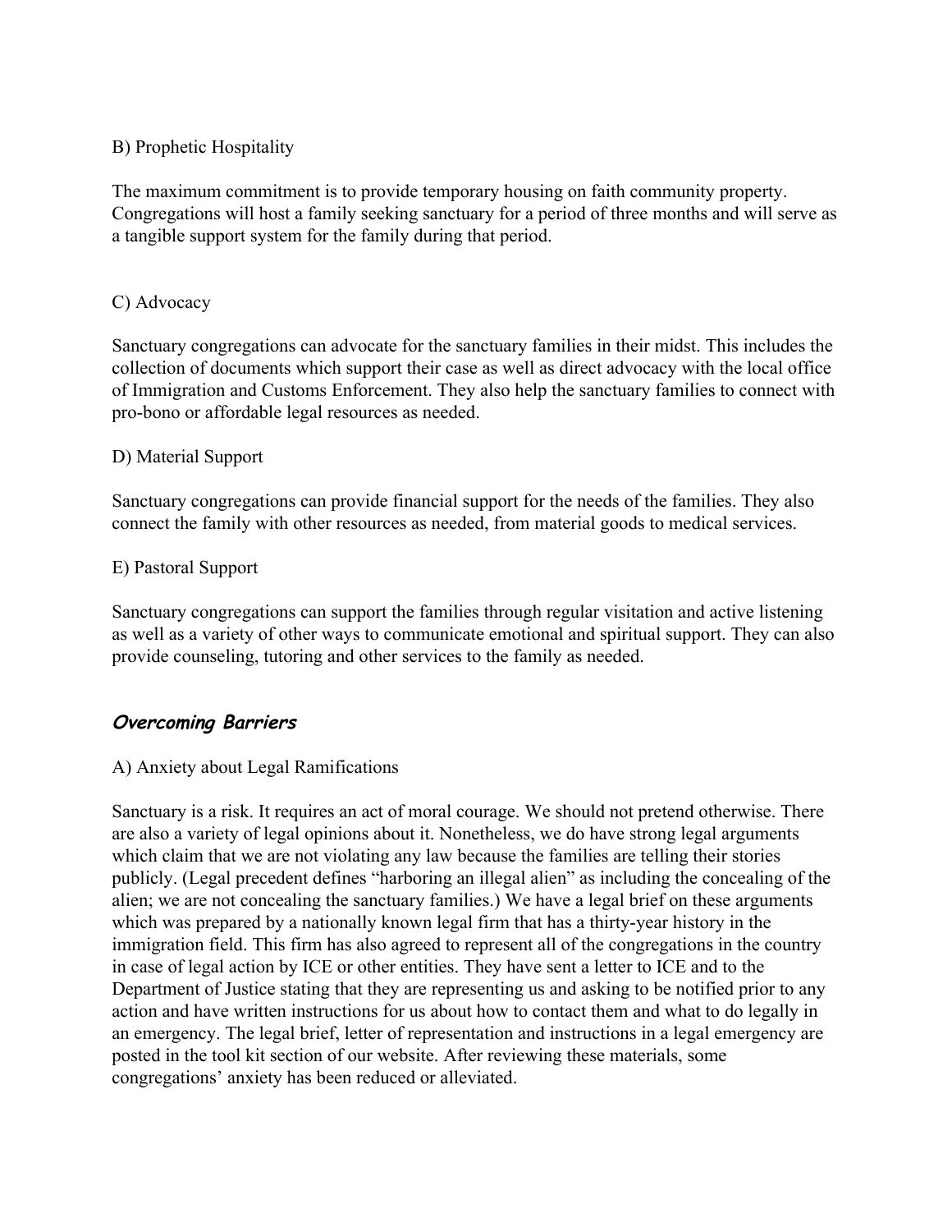B) Prophetic Hospitality

The maximum commitment is to provide temporary housing on faith community property. Congregations will host a family seeking sanctuary for a period of three months and will serve as a tangible support system for the family during that period.

C) Advocacy

Sanctuary congregations can advocate for the sanctuary families in their midst. This includes the collection of documents which support their case as well as direct advocacy with the local office of Immigration and Customs Enforcement. They also help the sanctuary families to connect with pro-bono or affordable legal resources as needed.

D) Material Support

Sanctuary congregations can provide financial support for the needs of the families. They also connect the family with other resources as needed, from material goods to medical services.

E) Pastoral Support

Sanctuary congregations can support the families through regular visitation and active listening as well as a variety of other ways to communicate emotional and spiritual support. They can also provide counseling, tutoring and other services to the family as needed.

## ***Overcoming Barriers***

A) Anxiety about Legal Ramifications

Sanctuary is a risk. It requires an act of moral courage. We should not pretend otherwise. There are also a variety of legal opinions about it. Nonetheless, we do have strong legal arguments which claim that we are not violating any law because the families are telling their stories publicly. (Legal precedent defines "harboring an illegal alien" as including the concealing of the alien; we are not concealing the sanctuary families.) We have a legal brief on these arguments which was prepared by a nationally known legal firm that has a thirty-year history in the immigration field. This firm has also agreed to represent all of the congregations in the country in case of legal action by ICE or other entities. They have sent a letter to ICE and to the Department of Justice stating that they are representing us and asking to be notified prior to any action and have written instructions for us about how to contact them and what to do legally in an emergency. The legal brief, letter of representation and instructions in a legal emergency are posted in the tool kit section of our website. After reviewing these materials, some congregations' anxiety has been reduced or alleviated.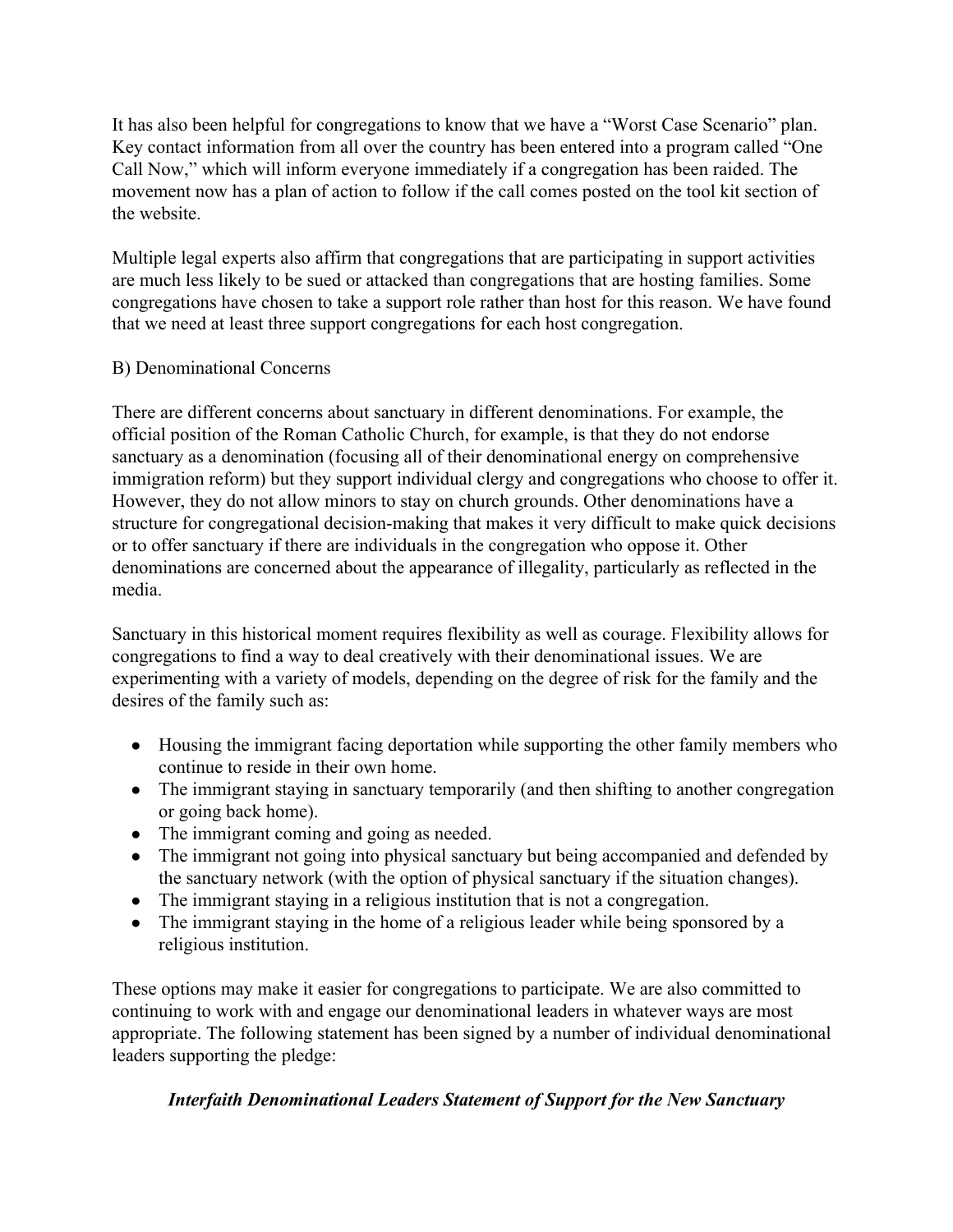It has also been helpful for congregations to know that we have a "Worst Case Scenario" plan. Key contact information from all over the country has been entered into a program called "One Call Now," which will inform everyone immediately if a congregation has been raided. The movement now has a plan of action to follow if the call comes posted on the tool kit section of the website.

Multiple legal experts also affirm that congregations that are participating in support activities are much less likely to be sued or attacked than congregations that are hosting families. Some congregations have chosen to take a support role rather than host for this reason. We have found that we need at least three support congregations for each host congregation.

B) Denominational Concerns

There are different concerns about sanctuary in different denominations. For example, the official position of the Roman Catholic Church, for example, is that they do not endorse sanctuary as a denomination (focusing all of their denominational energy on comprehensive immigration reform) but they support individual clergy and congregations who choose to offer it. However, they do not allow minors to stay on church grounds. Other denominations have a structure for congregational decision-making that makes it very difficult to make quick decisions or to offer sanctuary if there are individuals in the congregation who oppose it. Other denominations are concerned about the appearance of illegality, particularly as reflected in the media.

Sanctuary in this historical moment requires flexibility as well as courage. Flexibility allows for congregations to find a way to deal creatively with their denominational issues. We are experimenting with a variety of models, depending on the degree of risk for the family and the desires of the family such as:

- Housing the immigrant facing deportation while supporting the other family members who continue to reside in their own home.
- The immigrant staying in sanctuary temporarily (and then shifting to another congregation or going back home).
- The immigrant coming and going as needed.
- The immigrant not going into physical sanctuary but being accompanied and defended by the sanctuary network (with the option of physical sanctuary if the situation changes).
- The immigrant staying in a religious institution that is not a congregation.
- The immigrant staying in the home of a religious leader while being sponsored by a religious institution.

These options may make it easier for congregations to participate. We are also committed to continuing to work with and engage our denominational leaders in whatever ways are most appropriate. The following statement has been signed by a number of individual denominational leaders supporting the pledge:

***Interfaith Denominational Leaders Statement of Support for the New Sanctuary***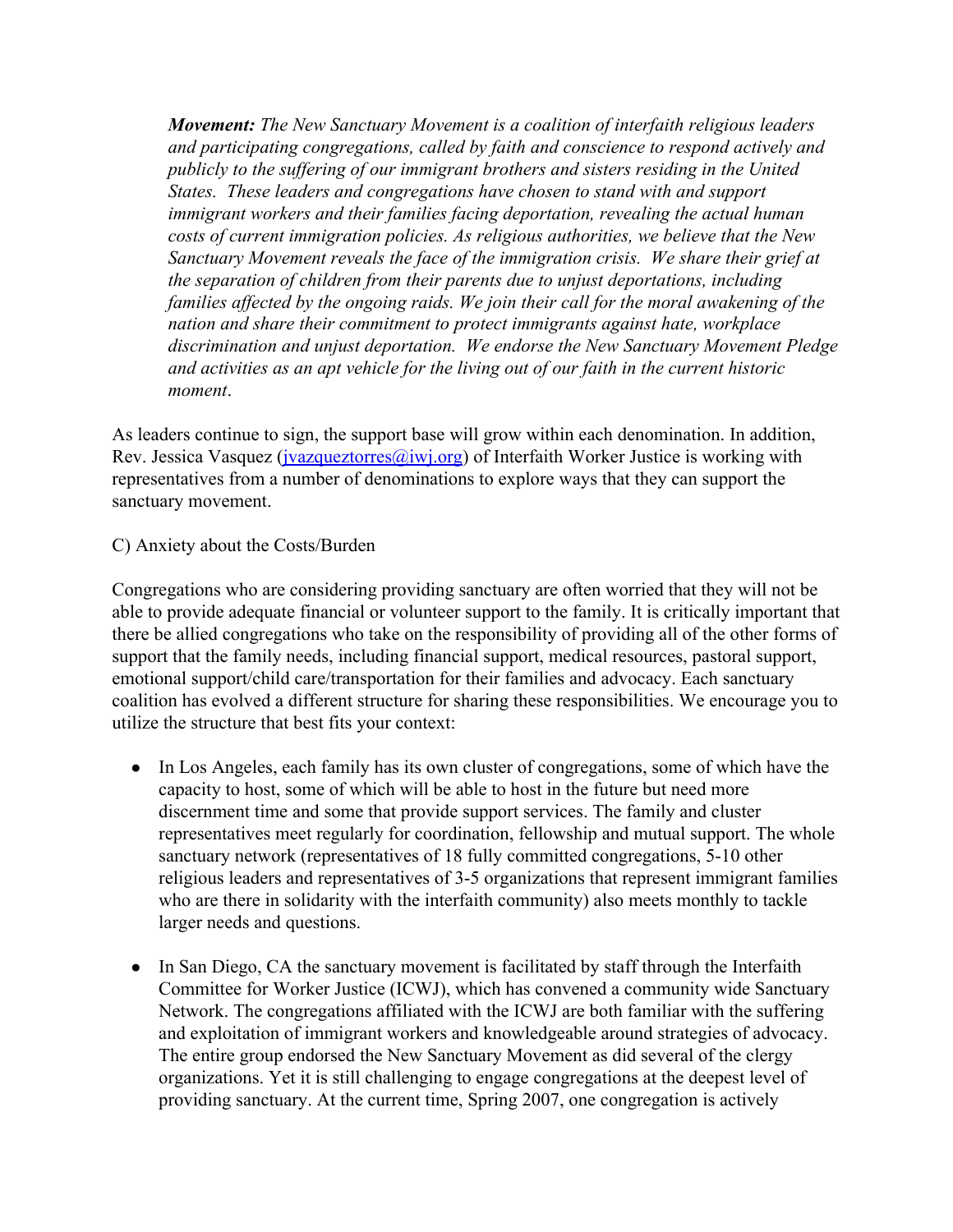> ***Movement:*** *The New Sanctuary Movement is a coalition of interfaith religious leaders and participating congregations, called by faith and conscience to respond actively and publicly to the suffering of our immigrant brothers and sisters residing in the United States. These leaders and congregations have chosen to stand with and support immigrant workers and their families facing deportation, revealing the actual human costs of current immigration policies. As religious authorities, we believe that the New Sanctuary Movement reveals the face of the immigration crisis. We share their grief at the separation of children from their parents due to unjust deportations, including families affected by the ongoing raids. We join their call for the moral awakening of the nation and share their commitment to protect immigrants against hate, workplace discrimination and unjust deportation. We endorse the New Sanctuary Movement Pledge and activities as an apt vehicle for the living out of our faith in the current historic moment*.

As leaders continue to sign, the support base will grow within each denomination. In addition, Rev. Jessica Vasquez (jvazqueztorres@iwj.org) of Interfaith Worker Justice is working with representatives from a number of denominations to explore ways that they can support the sanctuary movement.

C) Anxiety about the Costs/Burden

Congregations who are considering providing sanctuary are often worried that they will not be able to provide adequate financial or volunteer support to the family. It is critically important that there be allied congregations who take on the responsibility of providing all of the other forms of support that the family needs, including financial support, medical resources, pastoral support, emotional support/child care/transportation for their families and advocacy. Each sanctuary coalition has evolved a different structure for sharing these responsibilities. We encourage you to utilize the structure that best fits your context:

- In Los Angeles, each family has its own cluster of congregations, some of which have the capacity to host, some of which will be able to host in the future but need more discernment time and some that provide support services. The family and cluster representatives meet regularly for coordination, fellowship and mutual support. The whole sanctuary network (representatives of 18 fully committed congregations, 5-10 other religious leaders and representatives of 3-5 organizations that represent immigrant families who are there in solidarity with the interfaith community) also meets monthly to tackle larger needs and questions.

- In San Diego, CA the sanctuary movement is facilitated by staff through the Interfaith Committee for Worker Justice (ICWJ), which has convened a community wide Sanctuary Network. The congregations affiliated with the ICWJ are both familiar with the suffering and exploitation of immigrant workers and knowledgeable around strategies of advocacy. The entire group endorsed the New Sanctuary Movement as did several of the clergy organizations. Yet it is still challenging to engage congregations at the deepest level of providing sanctuary. At the current time, Spring 2007, one congregation is actively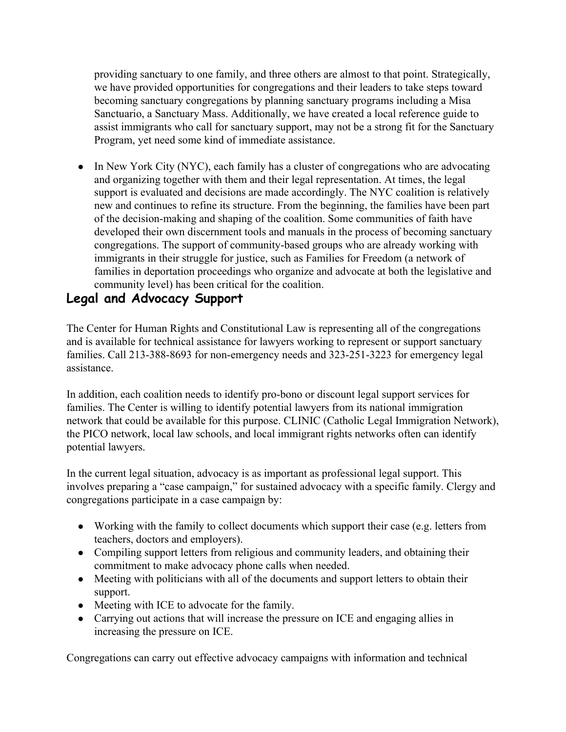providing sanctuary to one family, and three others are almost to that point. Strategically, we have provided opportunities for congregations and their leaders to take steps toward becoming sanctuary congregations by planning sanctuary programs including a Misa Sanctuario, a Sanctuary Mass. Additionally, we have created a local reference guide to assist immigrants who call for sanctuary support, may not be a strong fit for the Sanctuary Program, yet need some kind of immediate assistance.

- In New York City (NYC), each family has a cluster of congregations who are advocating and organizing together with them and their legal representation. At times, the legal support is evaluated and decisions are made accordingly. The NYC coalition is relatively new and continues to refine its structure. From the beginning, the families have been part of the decision-making and shaping of the coalition. Some communities of faith have developed their own discernment tools and manuals in the process of becoming sanctuary congregations. The support of community-based groups who are already working with immigrants in their struggle for justice, such as Families for Freedom (a network of families in deportation proceedings who organize and advocate at both the legislative and community level) has been critical for the coalition.

## Legal and Advocacy Support

The Center for Human Rights and Constitutional Law is representing all of the congregations and is available for technical assistance for lawyers working to represent or support sanctuary families. Call 213-388-8693 for non-emergency needs and 323-251-3223 for emergency legal assistance.

In addition, each coalition needs to identify pro-bono or discount legal support services for families. The Center is willing to identify potential lawyers from its national immigration network that could be available for this purpose. CLINIC (Catholic Legal Immigration Network), the PICO network, local law schools, and local immigrant rights networks often can identify potential lawyers.

In the current legal situation, advocacy is as important as professional legal support. This involves preparing a "case campaign," for sustained advocacy with a specific family. Clergy and congregations participate in a case campaign by:

- Working with the family to collect documents which support their case (e.g. letters from teachers, doctors and employers).
- Compiling support letters from religious and community leaders, and obtaining their commitment to make advocacy phone calls when needed.
- Meeting with politicians with all of the documents and support letters to obtain their support.
- Meeting with ICE to advocate for the family.
- Carrying out actions that will increase the pressure on ICE and engaging allies in increasing the pressure on ICE.

Congregations can carry out effective advocacy campaigns with information and technical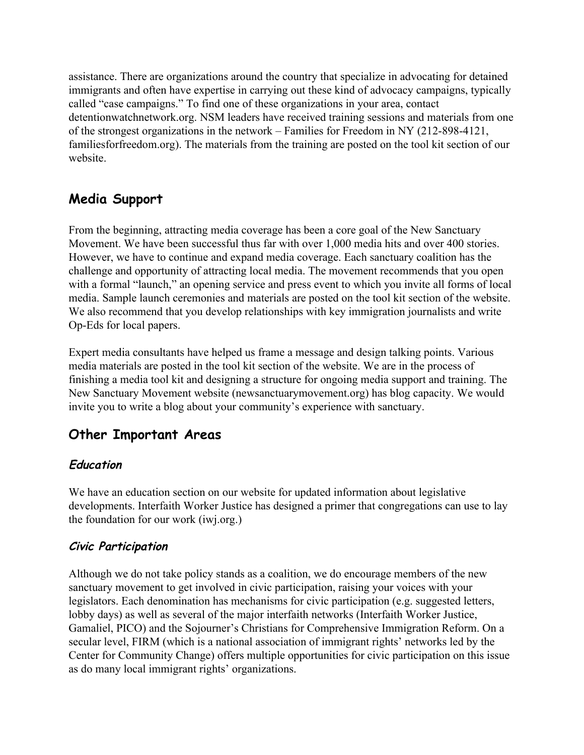assistance. There are organizations around the country that specialize in advocating for detained immigrants and often have expertise in carrying out these kind of advocacy campaigns, typically called "case campaigns." To find one of these organizations in your area, contact detentionwatchnetwork.org. NSM leaders have received training sessions and materials from one of the strongest organizations in the network – Families for Freedom in NY (212-898-4121, familiesforfreedom.org). The materials from the training are posted on the tool kit section of our website.

## Media Support

From the beginning, attracting media coverage has been a core goal of the New Sanctuary Movement. We have been successful thus far with over 1,000 media hits and over 400 stories. However, we have to continue and expand media coverage. Each sanctuary coalition has the challenge and opportunity of attracting local media. The movement recommends that you open with a formal "launch," an opening service and press event to which you invite all forms of local media. Sample launch ceremonies and materials are posted on the tool kit section of the website. We also recommend that you develop relationships with key immigration journalists and write Op-Eds for local papers.

Expert media consultants have helped us frame a message and design talking points. Various media materials are posted in the tool kit section of the website. We are in the process of finishing a media tool kit and designing a structure for ongoing media support and training. The New Sanctuary Movement website (newsanctuarymovement.org) has blog capacity. We would invite you to write a blog about your community's experience with sanctuary.

## Other Important Areas

### *Education*

We have an education section on our website for updated information about legislative developments. Interfaith Worker Justice has designed a primer that congregations can use to lay the foundation for our work (iwj.org.)

### *Civic Participation*

Although we do not take policy stands as a coalition, we do encourage members of the new sanctuary movement to get involved in civic participation, raising your voices with your legislators. Each denomination has mechanisms for civic participation (e.g. suggested letters, lobby days) as well as several of the major interfaith networks (Interfaith Worker Justice, Gamaliel, PICO) and the Sojourner's Christians for Comprehensive Immigration Reform. On a secular level, FIRM (which is a national association of immigrant rights' networks led by the Center for Community Change) offers multiple opportunities for civic participation on this issue as do many local immigrant rights' organizations.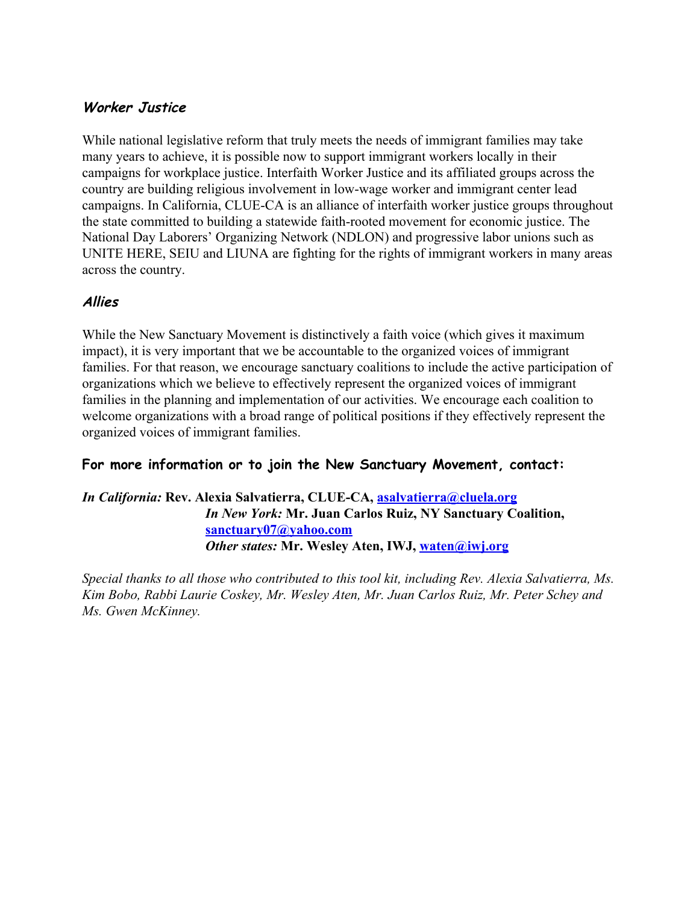### *Worker Justice*

While national legislative reform that truly meets the needs of immigrant families may take many years to achieve, it is possible now to support immigrant workers locally in their campaigns for workplace justice. Interfaith Worker Justice and its affiliated groups across the country are building religious involvement in low-wage worker and immigrant center lead campaigns. In California, CLUE-CA is an alliance of interfaith worker justice groups throughout the state committed to building a statewide faith-rooted movement for economic justice. The National Day Laborers' Organizing Network (NDLON) and progressive labor unions such as UNITE HERE, SEIU and LIUNA are fighting for the rights of immigrant workers in many areas across the country.

### *Allies*

While the New Sanctuary Movement is distinctively a faith voice (which gives it maximum impact), it is very important that we be accountable to the organized voices of immigrant families. For that reason, we encourage sanctuary coalitions to include the active participation of organizations which we believe to effectively represent the organized voices of immigrant families in the planning and implementation of our activities. We encourage each coalition to welcome organizations with a broad range of political positions if they effectively represent the organized voices of immigrant families.

### For more information or to join the New Sanctuary Movement, contact:

***In California:*** **Rev. Alexia Salvatierra, CLUE-CA, asalvatierra@cluela.org**
***In New York:*** **Mr. Juan Carlos Ruiz, NY Sanctuary Coalition, sanctuary07@yahoo.com**
***Other states:*** **Mr. Wesley Aten, IWJ, waten@iwj.org**

*Special thanks to all those who contributed to this tool kit, including Rev. Alexia Salvatierra, Ms. Kim Bobo, Rabbi Laurie Coskey, Mr. Wesley Aten, Mr. Juan Carlos Ruiz, Mr. Peter Schey and Ms. Gwen McKinney.*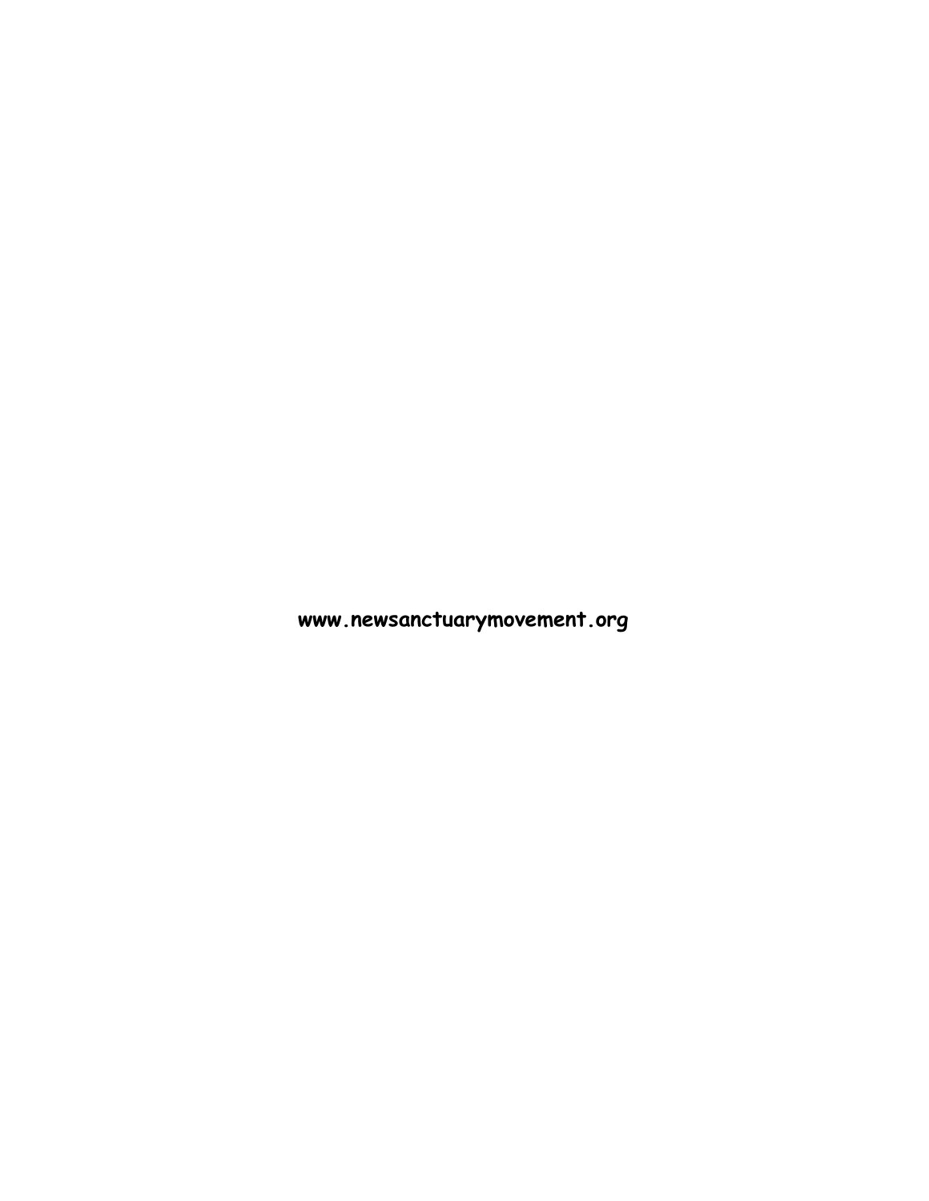**www.newsanctuarymovement.org**